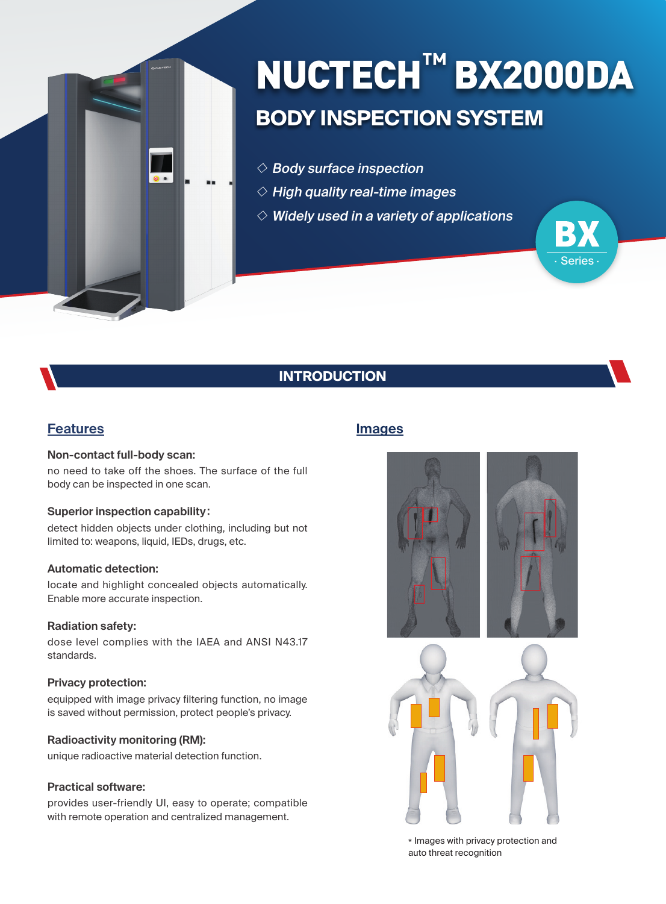# NUCTECH™ BX2000DA

## BODY INSPECTION SYSTEM

- ◇ *Body surface inspection*
- ◇ *High quality real-time images*
- ◇ *Widely used in a variety of applications*

BX · Series ·

## INTRODUCTION

### Features

**Non-contact full-body scan:**
no need to take off the shoes. The surface of the full body can be inspected in one scan.

**Superior inspection capability:**
detect hidden objects under clothing, including but not limited to: weapons, liquid, IEDs, drugs, etc.

**Automatic detection:**
locate and highlight concealed objects automatically. Enable more accurate inspection.

**Radiation safety:**
dose level complies with the IAEA and ANSI N43.17 standards.

**Privacy protection:**
equipped with image privacy filtering function, no image is saved without permission, protect people's privacy.

**Radioactivity monitoring (RM):**
unique radioactive material detection function.

**Practical software:**
provides user-friendly UI, easy to operate; compatible with remote operation and centralized management.

### Images

* Images with privacy protection and auto threat recognition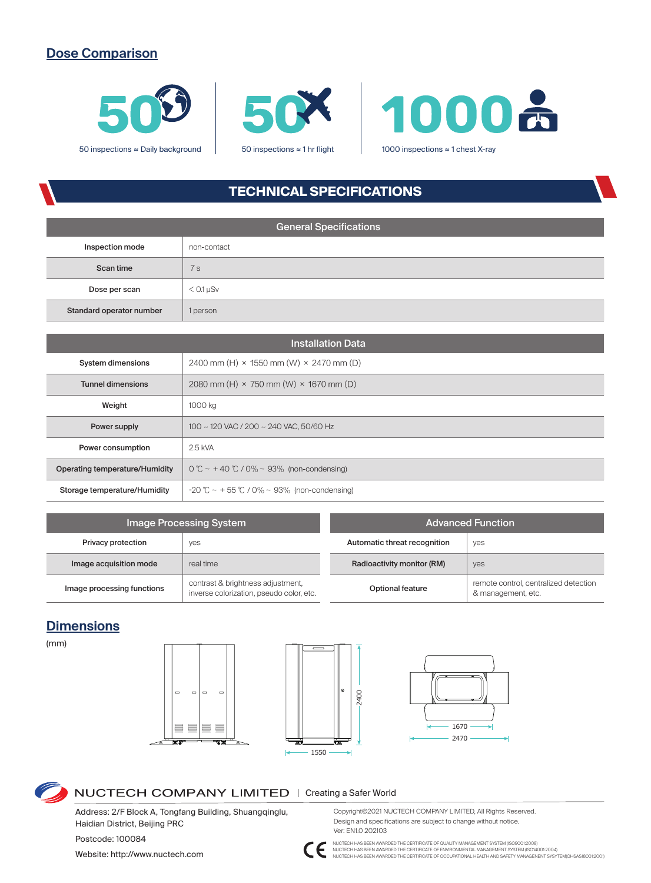## Dose Comparison

50 inspections ≈ Daily background

50 inspections ≈ 1 hr flight

1000 inspections ≈ 1 chest X-ray

## TECHNICAL SPECIFICATIONS

| General Specifications | |
|---|---|
| Inspection mode | non-contact |
| Scan time | 7 s |
| Dose per scan | < 0.1 μSv |
| Standard operator number | 1 person |

| Installation Data | |
|---|---|
| System dimensions | 2400 mm (H) × 1550 mm (W) × 2470 mm (D) |
| Tunnel dimensions | 2080 mm (H) × 750 mm (W) × 1670 mm (D) |
| Weight | 1000 kg |
| Power supply | 100 ~ 120 VAC / 200 ~ 240 VAC, 50/60 Hz |
| Power consumption | 2.5 kVA |
| Operating temperature/Humidity | 0 ℃ ~ + 40 ℃ / 0% ~ 93% (non-condensing) |
| Storage temperature/Humidity | -20 ℃ ~ + 55 ℃ / 0% ~ 93% (non-condensing) |

| Image Processing System | |
|---|---|
| Privacy protection | yes |
| Image acquisition mode | real time |
| Image processing functions | contrast & brightness adjustment, inverse colorization, pseudo color, etc. |

| Advanced Function | |
|---|---|
| Automatic threat recognition | yes |
| Radioactivity monitor (RM) | yes |
| Optional feature | remote control, centralized detection & management, etc. |

## Dimensions

(mm)

2400

1550

1670

2470

NUCTECH COMPANY LIMITED | Creating a Safer World

Address: 2/F Block A, Tongfang Building, Shuangqinglu, Haidian District, Beijing PRC

Postcode: 100084

Website: http://www.nuctech.com

Copyright©2021 NUCTECH COMPANY LIMITED, All Rights Reserved.
Design and specifications are subject to change without notice.
Ver: EN1.0 202103

NUCTECH HAS BEEN AWARDED THE CERTIFICATE OF QUALITY MANAGEMENT SYSTEM (ISO9001:2008)
NUCTECH HAS BEEN AWARDED THE CERTIFICATE OF ENVIRONMENTAL MANAGEMENT SYSTEM (ISO14001:2004)
NUCTECH HAS BEEN AWARDED THE CERTIFICATE OF OCCUPATIONAL HEALTH AND SAFETY MANAGEMENT SYSYTEM(OHSAS18001:2001)